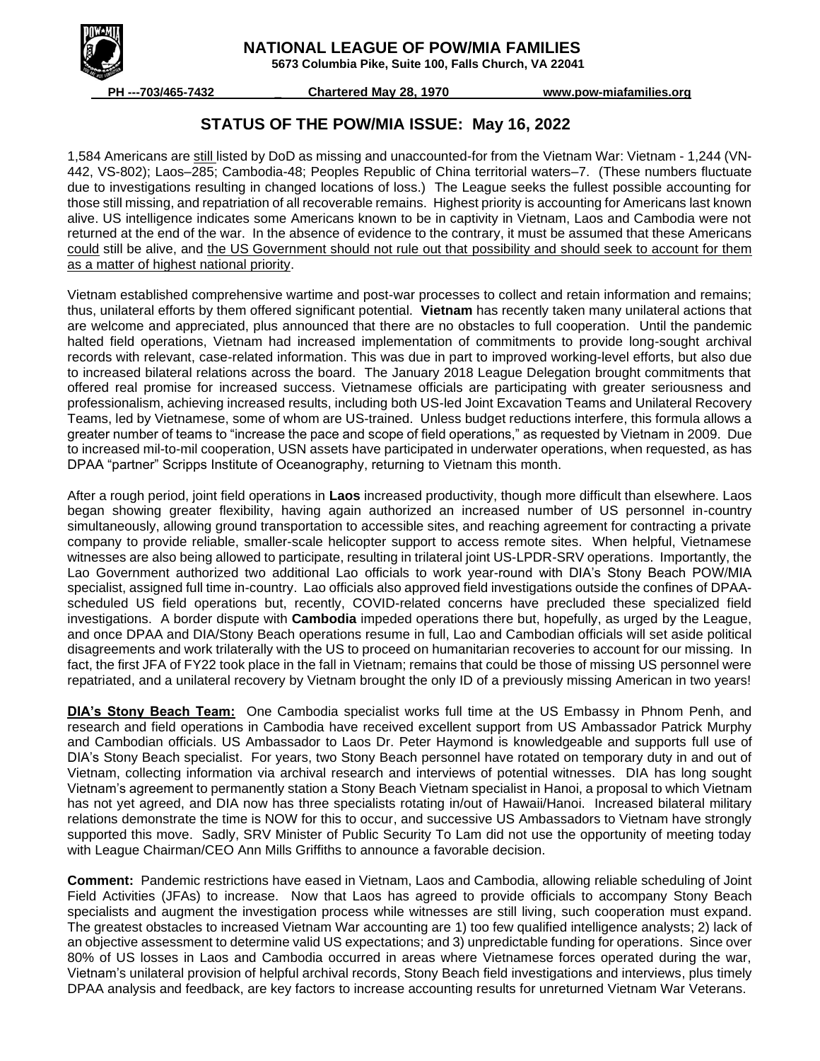# NATIONAL LEAGUE OF POW/MIA FAMILIES

**5673 Columbia Pike, Suite 100, Falls Church, VA 22041**

**PH ---703/465-7432** **Chartered May 28, 1970** **www.pow-miafamilies.org**

## STATUS OF THE POW/MIA ISSUE: May 16, 2022

1,584 Americans are still listed by DoD as missing and unaccounted-for from the Vietnam War: Vietnam - 1,244 (VN-442, VS-802); Laos–285; Cambodia-48; Peoples Republic of China territorial waters–7. (These numbers fluctuate due to investigations resulting in changed locations of loss.) The League seeks the fullest possible accounting for those still missing, and repatriation of all recoverable remains. Highest priority is accounting for Americans last known alive. US intelligence indicates some Americans known to be in captivity in Vietnam, Laos and Cambodia were not returned at the end of the war. In the absence of evidence to the contrary, it must be assumed that these Americans could still be alive, and the US Government should not rule out that possibility and should seek to account for them as a matter of highest national priority.

Vietnam established comprehensive wartime and post-war processes to collect and retain information and remains; thus, unilateral efforts by them offered significant potential. **Vietnam** has recently taken many unilateral actions that are welcome and appreciated, plus announced that there are no obstacles to full cooperation. Until the pandemic halted field operations, Vietnam had increased implementation of commitments to provide long-sought archival records with relevant, case-related information. This was due in part to improved working-level efforts, but also due to increased bilateral relations across the board. The January 2018 League Delegation brought commitments that offered real promise for increased success. Vietnamese officials are participating with greater seriousness and professionalism, achieving increased results, including both US-led Joint Excavation Teams and Unilateral Recovery Teams, led by Vietnamese, some of whom are US-trained. Unless budget reductions interfere, this formula allows a greater number of teams to "increase the pace and scope of field operations," as requested by Vietnam in 2009. Due to increased mil-to-mil cooperation, USN assets have participated in underwater operations, when requested, as has DPAA "partner" Scripps Institute of Oceanography, returning to Vietnam this month.

After a rough period, joint field operations in **Laos** increased productivity, though more difficult than elsewhere. Laos began showing greater flexibility, having again authorized an increased number of US personnel in-country simultaneously, allowing ground transportation to accessible sites, and reaching agreement for contracting a private company to provide reliable, smaller-scale helicopter support to access remote sites. When helpful, Vietnamese witnesses are also being allowed to participate, resulting in trilateral joint US-LPDR-SRV operations. Importantly, the Lao Government authorized two additional Lao officials to work year-round with DIA's Stony Beach POW/MIA specialist, assigned full time in-country. Lao officials also approved field investigations outside the confines of DPAA-scheduled US field operations but, recently, COVID-related concerns have precluded these specialized field investigations. A border dispute with **Cambodia** impeded operations there but, hopefully, as urged by the League, and once DPAA and DIA/Stony Beach operations resume in full, Lao and Cambodian officials will set aside political disagreements and work trilaterally with the US to proceed on humanitarian recoveries to account for our missing. In fact, the first JFA of FY22 took place in the fall in Vietnam; remains that could be those of missing US personnel were repatriated, and a unilateral recovery by Vietnam brought the only ID of a previously missing American in two years!

**DIA's Stony Beach Team:** One Cambodia specialist works full time at the US Embassy in Phnom Penh, and research and field operations in Cambodia have received excellent support from US Ambassador Patrick Murphy and Cambodian officials. US Ambassador to Laos Dr. Peter Haymond is knowledgeable and supports full use of DIA's Stony Beach specialist. For years, two Stony Beach personnel have rotated on temporary duty in and out of Vietnam, collecting information via archival research and interviews of potential witnesses. DIA has long sought Vietnam's agreement to permanently station a Stony Beach Vietnam specialist in Hanoi, a proposal to which Vietnam has not yet agreed, and DIA now has three specialists rotating in/out of Hawaii/Hanoi. Increased bilateral military relations demonstrate the time is NOW for this to occur, and successive US Ambassadors to Vietnam have strongly supported this move. Sadly, SRV Minister of Public Security To Lam did not use the opportunity of meeting today with League Chairman/CEO Ann Mills Griffiths to announce a favorable decision.

**Comment:** Pandemic restrictions have eased in Vietnam, Laos and Cambodia, allowing reliable scheduling of Joint Field Activities (JFAs) to increase. Now that Laos has agreed to provide officials to accompany Stony Beach specialists and augment the investigation process while witnesses are still living, such cooperation must expand. The greatest obstacles to increased Vietnam War accounting are 1) too few qualified intelligence analysts; 2) lack of an objective assessment to determine valid US expectations; and 3) unpredictable funding for operations. Since over 80% of US losses in Laos and Cambodia occurred in areas where Vietnamese forces operated during the war, Vietnam's unilateral provision of helpful archival records, Stony Beach field investigations and interviews, plus timely DPAA analysis and feedback, are key factors to increase accounting results for unreturned Vietnam War Veterans.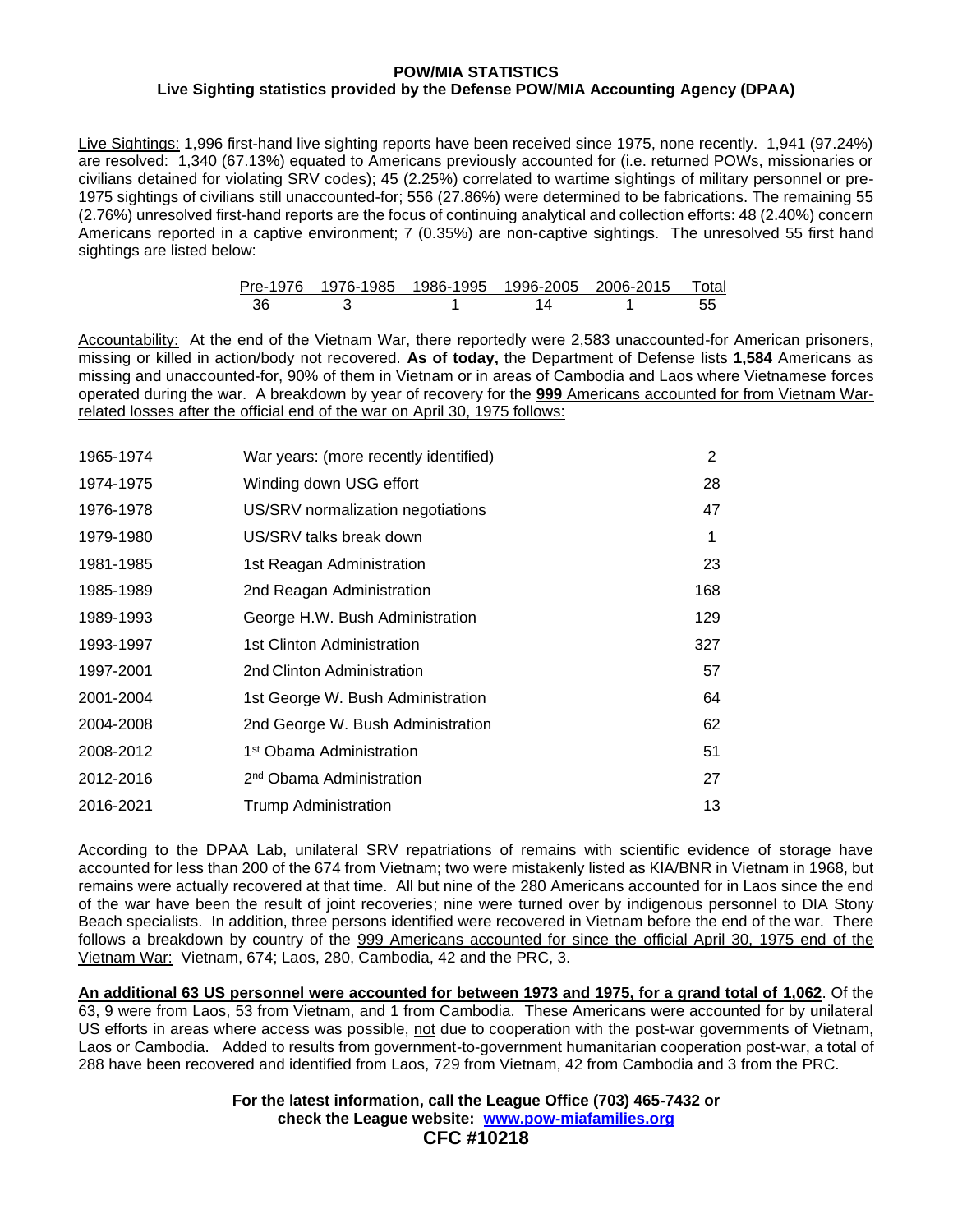**POW/MIA STATISTICS**
**Live Sighting statistics provided by the Defense POW/MIA Accounting Agency (DPAA)**

Live Sightings: 1,996 first-hand live sighting reports have been received since 1975, none recently. 1,941 (97.24%) are resolved: 1,340 (67.13%) equated to Americans previously accounted for (i.e. returned POWs, missionaries or civilians detained for violating SRV codes); 45 (2.25%) correlated to wartime sightings of military personnel or pre-1975 sightings of civilians still unaccounted-for; 556 (27.86%) were determined to be fabrications. The remaining 55 (2.76%) unresolved first-hand reports are the focus of continuing analytical and collection efforts: 48 (2.40%) concern Americans reported in a captive environment; 7 (0.35%) are non-captive sightings. The unresolved 55 first hand sightings are listed below:

| Pre-1976 | 1976-1985 | 1986-1995 | 1996-2005 | 2006-2015 | Total |
|---|---|---|---|---|---|
| 36 | 3 | 1 | 14 | 1 | 55 |

Accountability: At the end of the Vietnam War, there reportedly were 2,583 unaccounted-for American prisoners, missing or killed in action/body not recovered. **As of today,** the Department of Defense lists **1,584** Americans as missing and unaccounted-for, 90% of them in Vietnam or in areas of Cambodia and Laos where Vietnamese forces operated during the war. A breakdown by year of recovery for the **999** Americans accounted for from Vietnam War-related losses after the official end of the war on April 30, 1975 follows:

| | | |
|---|---|---|
| 1965-1974 | War years: (more recently identified) | 2 |
| 1974-1975 | Winding down USG effort | 28 |
| 1976-1978 | US/SRV normalization negotiations | 47 |
| 1979-1980 | US/SRV talks break down | 1 |
| 1981-1985 | 1st Reagan Administration | 23 |
| 1985-1989 | 2nd Reagan Administration | 168 |
| 1989-1993 | George H.W. Bush Administration | 129 |
| 1993-1997 | 1st Clinton Administration | 327 |
| 1997-2001 | 2nd Clinton Administration | 57 |
| 2001-2004 | 1st George W. Bush Administration | 64 |
| 2004-2008 | 2nd George W. Bush Administration | 62 |
| 2008-2012 | 1st Obama Administration | 51 |
| 2012-2016 | 2nd Obama Administration | 27 |
| 2016-2021 | Trump Administration | 13 |

According to the DPAA Lab, unilateral SRV repatriations of remains with scientific evidence of storage have accounted for less than 200 of the 674 from Vietnam; two were mistakenly listed as KIA/BNR in Vietnam in 1968, but remains were actually recovered at that time. All but nine of the 280 Americans accounted for in Laos since the end of the war have been the result of joint recoveries; nine were turned over by indigenous personnel to DIA Stony Beach specialists. In addition, three persons identified were recovered in Vietnam before the end of the war. There follows a breakdown by country of the 999 Americans accounted for since the official April 30, 1975 end of the Vietnam War: Vietnam, 674; Laos, 280, Cambodia, 42 and the PRC, 3.

**An additional 63 US personnel were accounted for between 1973 and 1975, for a grand total of 1,062**. Of the 63, 9 were from Laos, 53 from Vietnam, and 1 from Cambodia. These Americans were accounted for by unilateral US efforts in areas where access was possible, not due to cooperation with the post-war governments of Vietnam, Laos or Cambodia. Added to results from government-to-government humanitarian cooperation post-war, a total of 288 have been recovered and identified from Laos, 729 from Vietnam, 42 from Cambodia and 3 from the PRC.

**For the latest information, call the League Office (703) 465-7432 or check the League website: www.pow-miafamilies.org**

**CFC #10218**